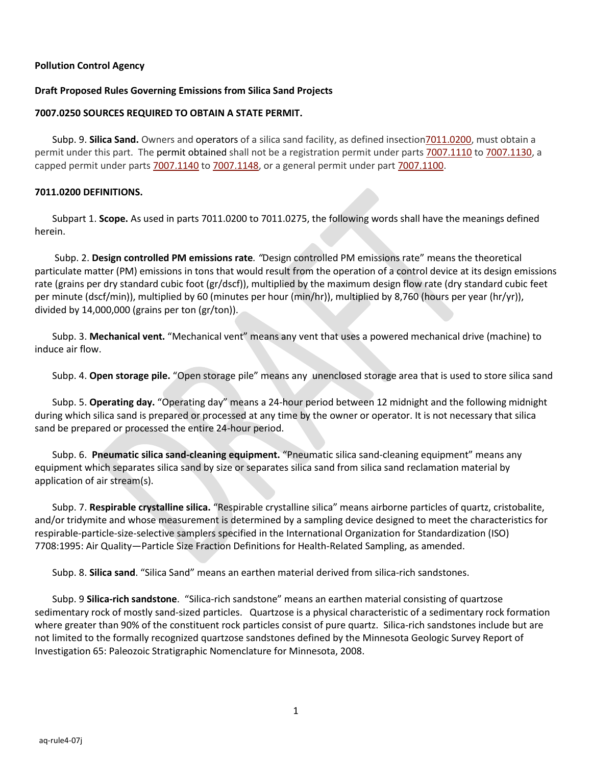**Pollution Control Agency**

**Draft Proposed Rules Governing Emissions from Silica Sand Projects**

**7007.0250 SOURCES REQUIRED TO OBTAIN A STATE PERMIT.**

Subp. 9. **Silica Sand.** Owners and operators of a silica sand facility, as defined insection7011.0200, must obtain a permit under this part. The permit obtained shall not be a registration permit under parts 7007.1110 to 7007.1130, a capped permit under parts 7007.1140 to 7007.1148, or a general permit under part 7007.1100.

**7011.0200 DEFINITIONS.**

Subpart 1. **Scope.** As used in parts 7011.0200 to 7011.0275, the following words shall have the meanings defined herein.

Subp. 2. **Design controlled PM emissions rate**. *"*Design controlled PM emissions rate" means the theoretical particulate matter (PM) emissions in tons that would result from the operation of a control device at its design emissions rate (grains per dry standard cubic foot (gr/dscf)), multiplied by the maximum design flow rate (dry standard cubic feet per minute (dscf/min)), multiplied by 60 (minutes per hour (min/hr)), multiplied by 8,760 (hours per year (hr/yr)), divided by 14,000,000 (grains per ton (gr/ton)).

Subp. 3. **Mechanical vent.** "Mechanical vent" means any vent that uses a powered mechanical drive (machine) to induce air flow.

Subp. 4. **Open storage pile.** "Open storage pile" means any unenclosed storage area that is used to store silica sand

Subp. 5. **Operating day.** "Operating day" means a 24-hour period between 12 midnight and the following midnight during which silica sand is prepared or processed at any time by the owner or operator. It is not necessary that silica sand be prepared or processed the entire 24-hour period.

Subp. 6. **Pneumatic silica sand-cleaning equipment.** "Pneumatic silica sand-cleaning equipment" means any equipment which separates silica sand by size or separates silica sand from silica sand reclamation material by application of air stream(s).

Subp. 7. **Respirable crystalline silica.** "Respirable crystalline silica" means airborne particles of quartz, cristobalite, and/or tridymite and whose measurement is determined by a sampling device designed to meet the characteristics for respirable-particle-size-selective samplers specified in the International Organization for Standardization (ISO) 7708:1995: Air Quality—Particle Size Fraction Definitions for Health-Related Sampling, as amended.

Subp. 8. **Silica sand**. "Silica Sand" means an earthen material derived from silica-rich sandstones.

Subp. 9 **Silica-rich sandstone**. "Silica-rich sandstone" means an earthen material consisting of quartzose sedimentary rock of mostly sand-sized particles. Quartzose is a physical characteristic of a sedimentary rock formation where greater than 90% of the constituent rock particles consist of pure quartz. Silica-rich sandstones include but are not limited to the formally recognized quartzose sandstones defined by the Minnesota Geologic Survey Report of Investigation 65: Paleozoic Stratigraphic Nomenclature for Minnesota, 2008.

aq-rule4-07j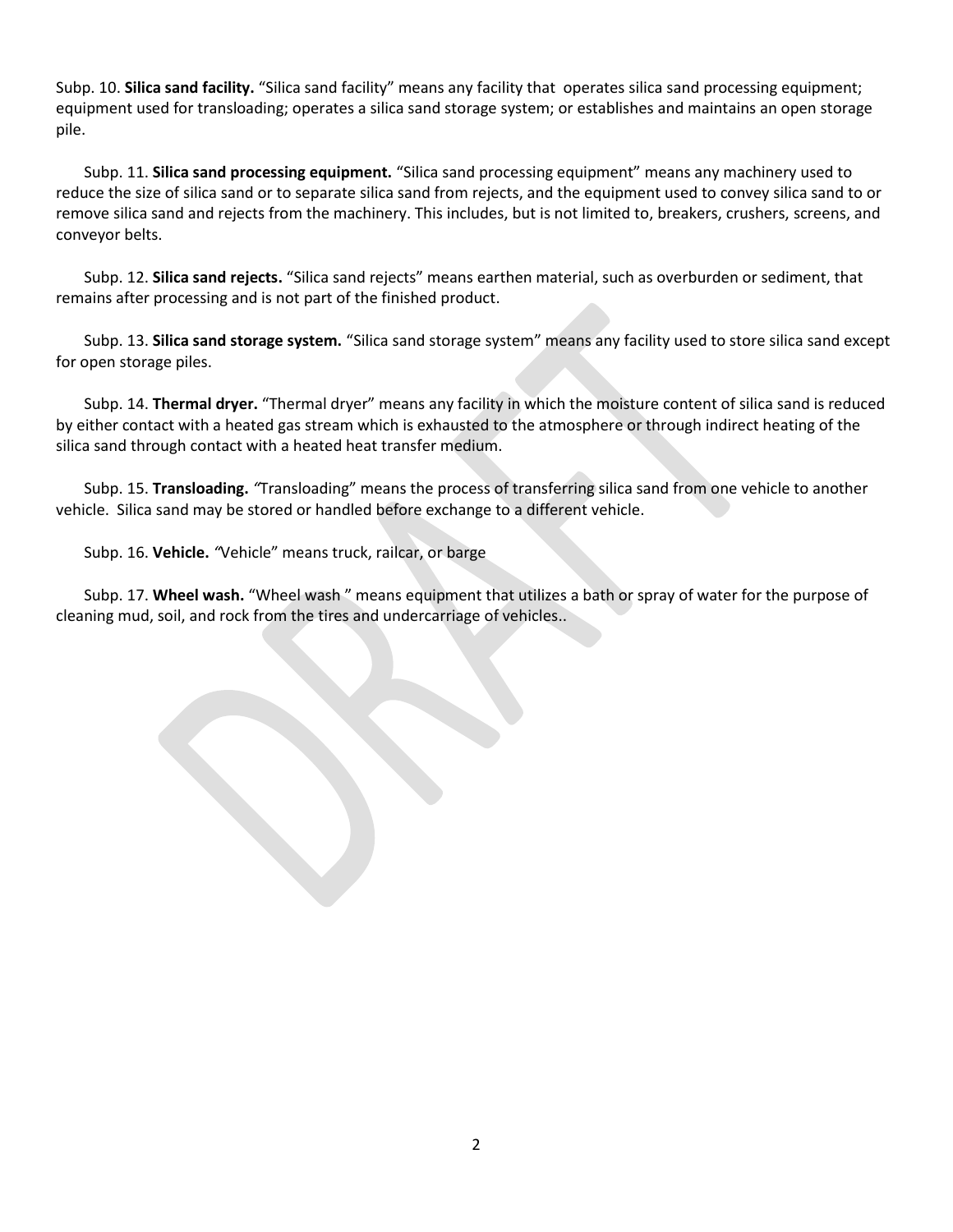Subp. 10. **Silica sand facility.** "Silica sand facility" means any facility that operates silica sand processing equipment; equipment used for transloading; operates a silica sand storage system; or establishes and maintains an open storage pile.

Subp. 11. **Silica sand processing equipment.** "Silica sand processing equipment" means any machinery used to reduce the size of silica sand or to separate silica sand from rejects, and the equipment used to convey silica sand to or remove silica sand and rejects from the machinery. This includes, but is not limited to, breakers, crushers, screens, and conveyor belts.

Subp. 12. **Silica sand rejects.** "Silica sand rejects" means earthen material, such as overburden or sediment, that remains after processing and is not part of the finished product.

Subp. 13. **Silica sand storage system.** "Silica sand storage system" means any facility used to store silica sand except for open storage piles.

Subp. 14. **Thermal dryer.** "Thermal dryer" means any facility in which the moisture content of silica sand is reduced by either contact with a heated gas stream which is exhausted to the atmosphere or through indirect heating of the silica sand through contact with a heated heat transfer medium.

Subp. 15. **Transloading.** "Transloading" means the process of transferring silica sand from one vehicle to another vehicle. Silica sand may be stored or handled before exchange to a different vehicle.

Subp. 16. **Vehicle.** "Vehicle" means truck, railcar, or barge

Subp. 17. **Wheel wash.** "Wheel wash " means equipment that utilizes a bath or spray of water for the purpose of cleaning mud, soil, and rock from the tires and undercarriage of vehicles..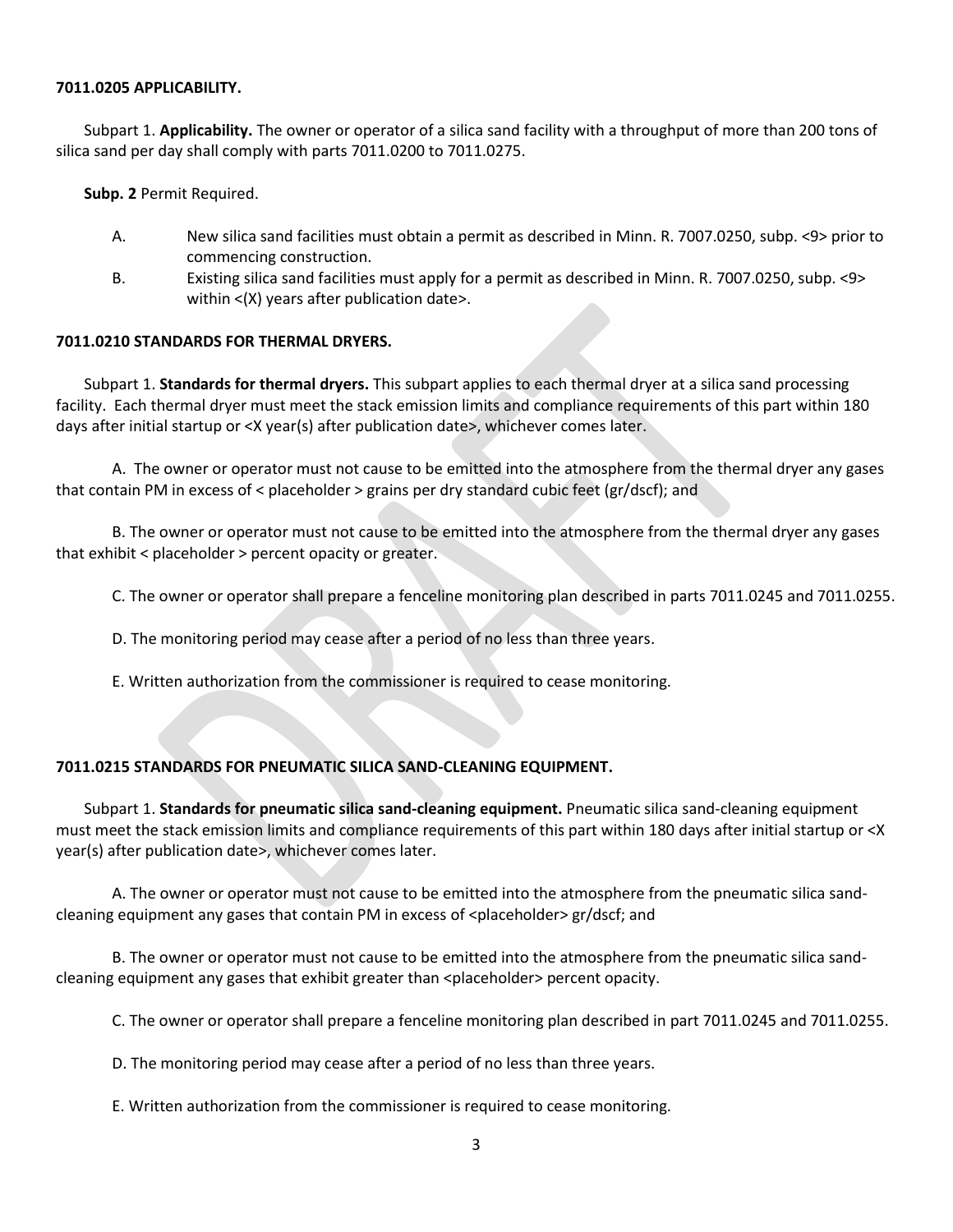**7011.0205 APPLICABILITY.**

Subpart 1. **Applicability.** The owner or operator of a silica sand facility with a throughput of more than 200 tons of silica sand per day shall comply with parts 7011.0200 to 7011.0275.

**Subp. 2** Permit Required.

A. New silica sand facilities must obtain a permit as described in Minn. R. 7007.0250, subp. <9> prior to commencing construction.

B. Existing silica sand facilities must apply for a permit as described in Minn. R. 7007.0250, subp. <9> within <(X) years after publication date>.

**7011.0210 STANDARDS FOR THERMAL DRYERS.**

Subpart 1. **Standards for thermal dryers.** This subpart applies to each thermal dryer at a silica sand processing facility. Each thermal dryer must meet the stack emission limits and compliance requirements of this part within 180 days after initial startup or <X year(s) after publication date>, whichever comes later.

A. The owner or operator must not cause to be emitted into the atmosphere from the thermal dryer any gases that contain PM in excess of < placeholder > grains per dry standard cubic feet (gr/dscf); and

B. The owner or operator must not cause to be emitted into the atmosphere from the thermal dryer any gases that exhibit < placeholder > percent opacity or greater.

C. The owner or operator shall prepare a fenceline monitoring plan described in parts 7011.0245 and 7011.0255.

D. The monitoring period may cease after a period of no less than three years.

E. Written authorization from the commissioner is required to cease monitoring.

**7011.0215 STANDARDS FOR PNEUMATIC SILICA SAND-CLEANING EQUIPMENT.**

Subpart 1. **Standards for pneumatic silica sand-cleaning equipment.** Pneumatic silica sand-cleaning equipment must meet the stack emission limits and compliance requirements of this part within 180 days after initial startup or <X year(s) after publication date>, whichever comes later.

A. The owner or operator must not cause to be emitted into the atmosphere from the pneumatic silica sand-cleaning equipment any gases that contain PM in excess of <placeholder> gr/dscf; and

B. The owner or operator must not cause to be emitted into the atmosphere from the pneumatic silica sand-cleaning equipment any gases that exhibit greater than <placeholder> percent opacity.

C. The owner or operator shall prepare a fenceline monitoring plan described in part 7011.0245 and 7011.0255.

D. The monitoring period may cease after a period of no less than three years.

E. Written authorization from the commissioner is required to cease monitoring.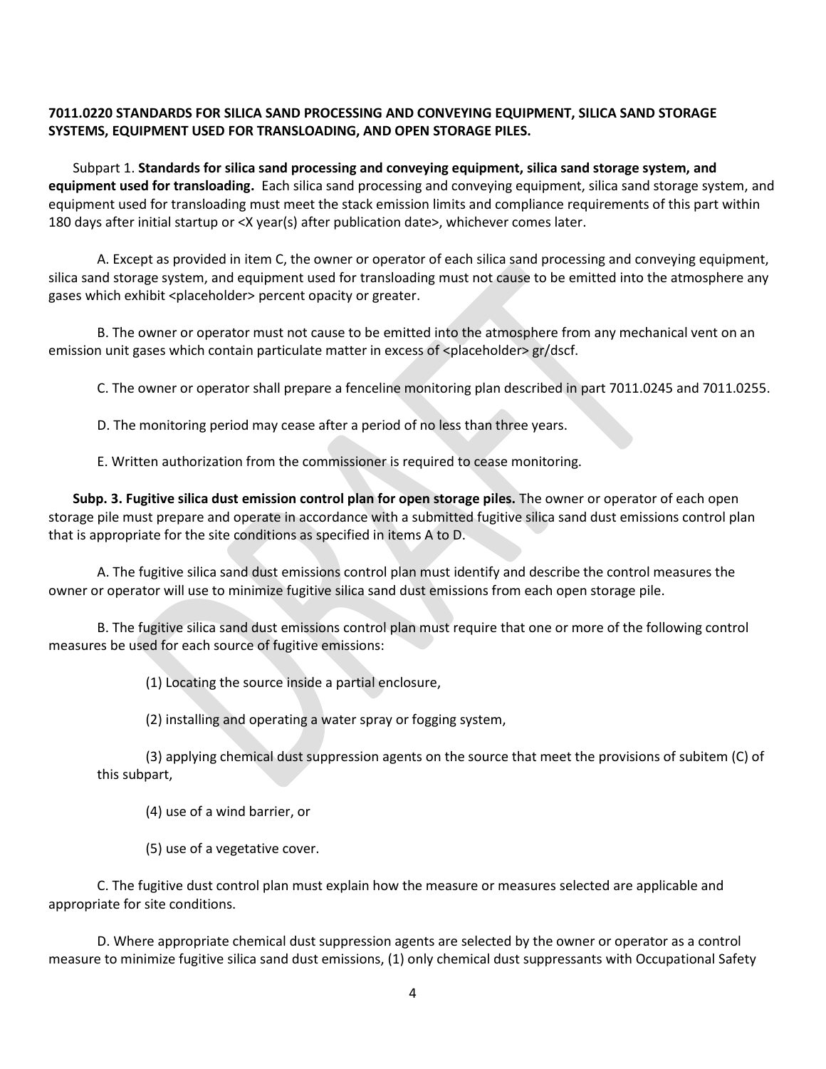**7011.0220 STANDARDS FOR SILICA SAND PROCESSING AND CONVEYING EQUIPMENT, SILICA SAND STORAGE SYSTEMS, EQUIPMENT USED FOR TRANSLOADING, AND OPEN STORAGE PILES.**

Subpart 1. **Standards for silica sand processing and conveying equipment, silica sand storage system, and equipment used for transloading.** Each silica sand processing and conveying equipment, silica sand storage system, and equipment used for transloading must meet the stack emission limits and compliance requirements of this part within 180 days after initial startup or <X year(s) after publication date>, whichever comes later.

A. Except as provided in item C, the owner or operator of each silica sand processing and conveying equipment, silica sand storage system, and equipment used for transloading must not cause to be emitted into the atmosphere any gases which exhibit <placeholder> percent opacity or greater.

B. The owner or operator must not cause to be emitted into the atmosphere from any mechanical vent on an emission unit gases which contain particulate matter in excess of <placeholder> gr/dscf.

C. The owner or operator shall prepare a fenceline monitoring plan described in part 7011.0245 and 7011.0255.

D. The monitoring period may cease after a period of no less than three years.

E. Written authorization from the commissioner is required to cease monitoring.

**Subp. 3. Fugitive silica dust emission control plan for open storage piles.** The owner or operator of each open storage pile must prepare and operate in accordance with a submitted fugitive silica sand dust emissions control plan that is appropriate for the site conditions as specified in items A to D.

A. The fugitive silica sand dust emissions control plan must identify and describe the control measures the owner or operator will use to minimize fugitive silica sand dust emissions from each open storage pile.

B. The fugitive silica sand dust emissions control plan must require that one or more of the following control measures be used for each source of fugitive emissions:

(1) Locating the source inside a partial enclosure,

(2) installing and operating a water spray or fogging system,

(3) applying chemical dust suppression agents on the source that meet the provisions of subitem (C) of this subpart,

(4) use of a wind barrier, or

(5) use of a vegetative cover.

C. The fugitive dust control plan must explain how the measure or measures selected are applicable and appropriate for site conditions.

D. Where appropriate chemical dust suppression agents are selected by the owner or operator as a control measure to minimize fugitive silica sand dust emissions, (1) only chemical dust suppressants with Occupational Safety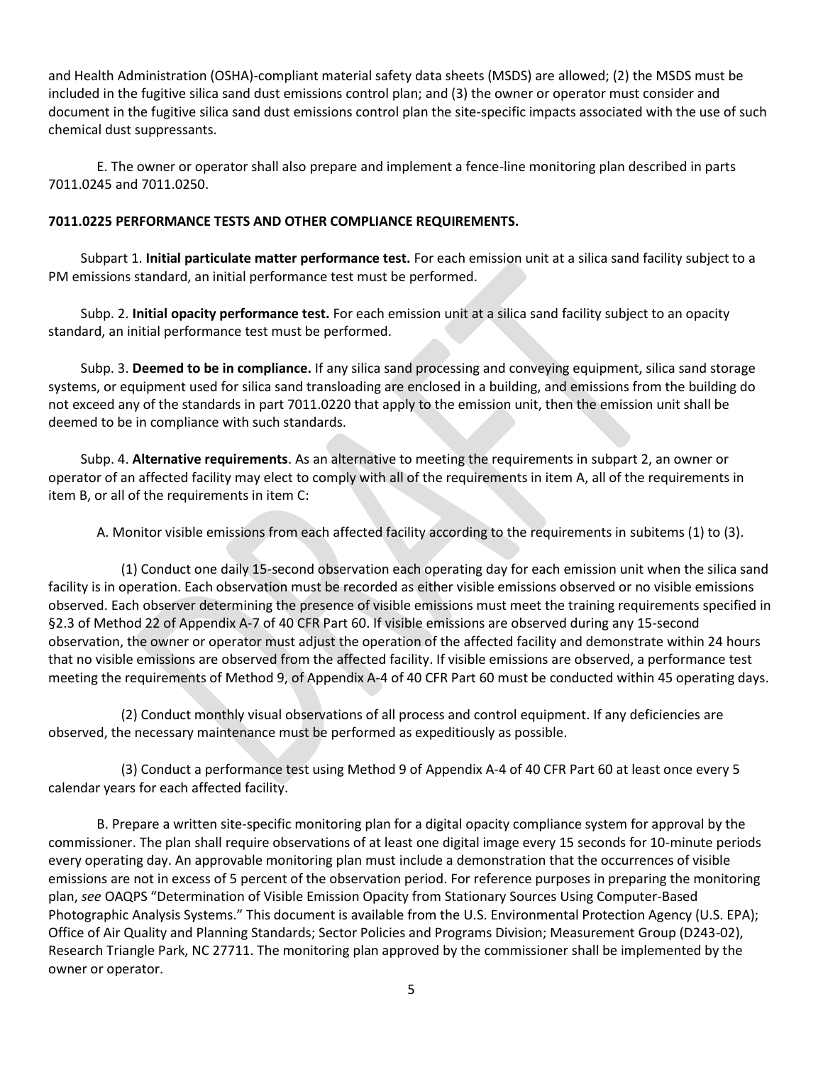and Health Administration (OSHA)-compliant material safety data sheets (MSDS) are allowed; (2) the MSDS must be included in the fugitive silica sand dust emissions control plan; and (3) the owner or operator must consider and document in the fugitive silica sand dust emissions control plan the site-specific impacts associated with the use of such chemical dust suppressants.

E. The owner or operator shall also prepare and implement a fence-line monitoring plan described in parts 7011.0245 and 7011.0250.

**7011.0225 PERFORMANCE TESTS AND OTHER COMPLIANCE REQUIREMENTS.**

Subpart 1. **Initial particulate matter performance test.** For each emission unit at a silica sand facility subject to a PM emissions standard, an initial performance test must be performed.

Subp. 2. **Initial opacity performance test.** For each emission unit at a silica sand facility subject to an opacity standard, an initial performance test must be performed.

Subp. 3. **Deemed to be in compliance.** If any silica sand processing and conveying equipment, silica sand storage systems, or equipment used for silica sand transloading are enclosed in a building, and emissions from the building do not exceed any of the standards in part 7011.0220 that apply to the emission unit, then the emission unit shall be deemed to be in compliance with such standards.

Subp. 4. **Alternative requirements**. As an alternative to meeting the requirements in subpart 2, an owner or operator of an affected facility may elect to comply with all of the requirements in item A, all of the requirements in item B, or all of the requirements in item C:

A. Monitor visible emissions from each affected facility according to the requirements in subitems (1) to (3).

(1) Conduct one daily 15-second observation each operating day for each emission unit when the silica sand facility is in operation. Each observation must be recorded as either visible emissions observed or no visible emissions observed. Each observer determining the presence of visible emissions must meet the training requirements specified in §2.3 of Method 22 of Appendix A-7 of 40 CFR Part 60. If visible emissions are observed during any 15-second observation, the owner or operator must adjust the operation of the affected facility and demonstrate within 24 hours that no visible emissions are observed from the affected facility. If visible emissions are observed, a performance test meeting the requirements of Method 9, of Appendix A-4 of 40 CFR Part 60 must be conducted within 45 operating days.

(2) Conduct monthly visual observations of all process and control equipment. If any deficiencies are observed, the necessary maintenance must be performed as expeditiously as possible.

(3) Conduct a performance test using Method 9 of Appendix A-4 of 40 CFR Part 60 at least once every 5 calendar years for each affected facility.

B. Prepare a written site-specific monitoring plan for a digital opacity compliance system for approval by the commissioner. The plan shall require observations of at least one digital image every 15 seconds for 10-minute periods every operating day. An approvable monitoring plan must include a demonstration that the occurrences of visible emissions are not in excess of 5 percent of the observation period. For reference purposes in preparing the monitoring plan, *see* OAQPS "Determination of Visible Emission Opacity from Stationary Sources Using Computer-Based Photographic Analysis Systems." This document is available from the U.S. Environmental Protection Agency (U.S. EPA); Office of Air Quality and Planning Standards; Sector Policies and Programs Division; Measurement Group (D243-02), Research Triangle Park, NC 27711. The monitoring plan approved by the commissioner shall be implemented by the owner or operator.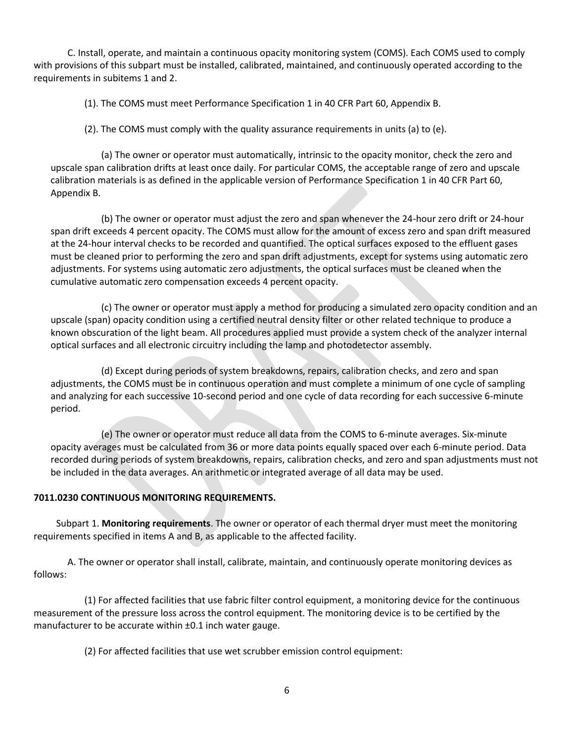C. Install, operate, and maintain a continuous opacity monitoring system (COMS). Each COMS used to comply with provisions of this subpart must be installed, calibrated, maintained, and continuously operated according to the requirements in subitems 1 and 2.

(1). The COMS must meet Performance Specification 1 in 40 CFR Part 60, Appendix B.

(2). The COMS must comply with the quality assurance requirements in units (a) to (e).

(a) The owner or operator must automatically, intrinsic to the opacity monitor, check the zero and upscale span calibration drifts at least once daily. For particular COMS, the acceptable range of zero and upscale calibration materials is as defined in the applicable version of Performance Specification 1 in 40 CFR Part 60, Appendix B.

(b) The owner or operator must adjust the zero and span whenever the 24-hour zero drift or 24-hour span drift exceeds 4 percent opacity. The COMS must allow for the amount of excess zero and span drift measured at the 24-hour interval checks to be recorded and quantified. The optical surfaces exposed to the effluent gases must be cleaned prior to performing the zero and span drift adjustments, except for systems using automatic zero adjustments. For systems using automatic zero adjustments, the optical surfaces must be cleaned when the cumulative automatic zero compensation exceeds 4 percent opacity.

(c) The owner or operator must apply a method for producing a simulated zero opacity condition and an upscale (span) opacity condition using a certified neutral density filter or other related technique to produce a known obscuration of the light beam. All procedures applied must provide a system check of the analyzer internal optical surfaces and all electronic circuitry including the lamp and photodetector assembly.

(d) Except during periods of system breakdowns, repairs, calibration checks, and zero and span adjustments, the COMS must be in continuous operation and must complete a minimum of one cycle of sampling and analyzing for each successive 10-second period and one cycle of data recording for each successive 6-minute period.

(e) The owner or operator must reduce all data from the COMS to 6-minute averages. Six-minute opacity averages must be calculated from 36 or more data points equally spaced over each 6-minute period. Data recorded during periods of system breakdowns, repairs, calibration checks, and zero and span adjustments must not be included in the data averages. An arithmetic or integrated average of all data may be used.

**7011.0230 CONTINUOUS MONITORING REQUIREMENTS.**

Subpart 1. **Monitoring requirements**. The owner or operator of each thermal dryer must meet the monitoring requirements specified in items A and B, as applicable to the affected facility.

A. The owner or operator shall install, calibrate, maintain, and continuously operate monitoring devices as follows:

(1) For affected facilities that use fabric filter control equipment, a monitoring device for the continuous measurement of the pressure loss across the control equipment. The monitoring device is to be certified by the manufacturer to be accurate within ±0.1 inch water gauge.

(2) For affected facilities that use wet scrubber emission control equipment: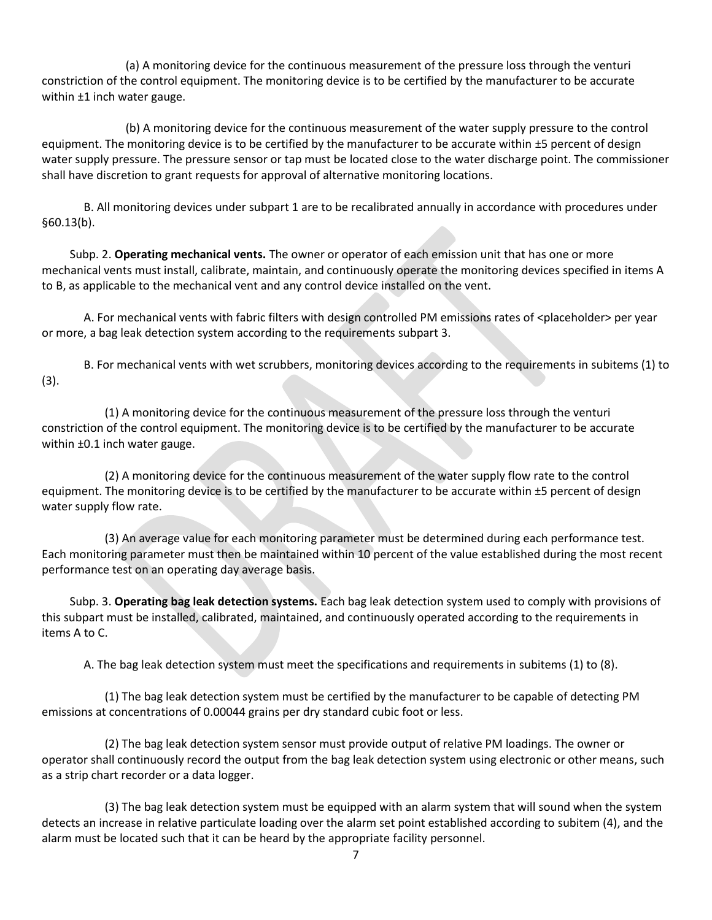(a) A monitoring device for the continuous measurement of the pressure loss through the venturi constriction of the control equipment. The monitoring device is to be certified by the manufacturer to be accurate within ±1 inch water gauge.

(b) A monitoring device for the continuous measurement of the water supply pressure to the control equipment. The monitoring device is to be certified by the manufacturer to be accurate within ±5 percent of design water supply pressure. The pressure sensor or tap must be located close to the water discharge point. The commissioner shall have discretion to grant requests for approval of alternative monitoring locations.

B. All monitoring devices under subpart 1 are to be recalibrated annually in accordance with procedures under §60.13(b).

Subp. 2. **Operating mechanical vents.** The owner or operator of each emission unit that has one or more mechanical vents must install, calibrate, maintain, and continuously operate the monitoring devices specified in items A to B, as applicable to the mechanical vent and any control device installed on the vent.

A. For mechanical vents with fabric filters with design controlled PM emissions rates of <placeholder> per year or more, a bag leak detection system according to the requirements subpart 3.

B. For mechanical vents with wet scrubbers, monitoring devices according to the requirements in subitems (1) to (3).

(1) A monitoring device for the continuous measurement of the pressure loss through the venturi constriction of the control equipment. The monitoring device is to be certified by the manufacturer to be accurate within ±0.1 inch water gauge.

(2) A monitoring device for the continuous measurement of the water supply flow rate to the control equipment. The monitoring device is to be certified by the manufacturer to be accurate within ±5 percent of design water supply flow rate.

(3) An average value for each monitoring parameter must be determined during each performance test. Each monitoring parameter must then be maintained within 10 percent of the value established during the most recent performance test on an operating day average basis.

Subp. 3. **Operating bag leak detection systems.** Each bag leak detection system used to comply with provisions of this subpart must be installed, calibrated, maintained, and continuously operated according to the requirements in items A to C.

A. The bag leak detection system must meet the specifications and requirements in subitems (1) to (8).

(1) The bag leak detection system must be certified by the manufacturer to be capable of detecting PM emissions at concentrations of 0.00044 grains per dry standard cubic foot or less.

(2) The bag leak detection system sensor must provide output of relative PM loadings. The owner or operator shall continuously record the output from the bag leak detection system using electronic or other means, such as a strip chart recorder or a data logger.

(3) The bag leak detection system must be equipped with an alarm system that will sound when the system detects an increase in relative particulate loading over the alarm set point established according to subitem (4), and the alarm must be located such that it can be heard by the appropriate facility personnel.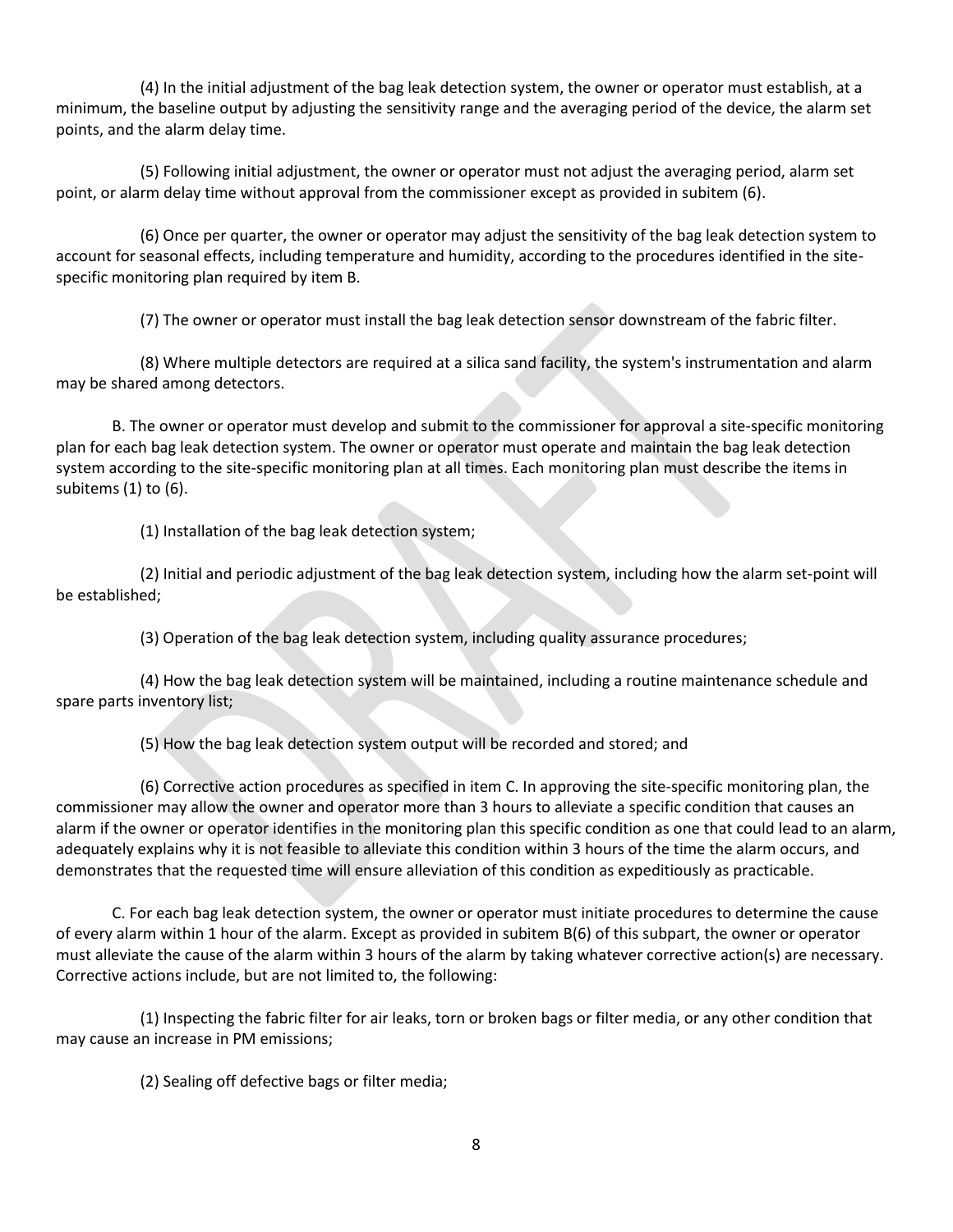(4) In the initial adjustment of the bag leak detection system, the owner or operator must establish, at a minimum, the baseline output by adjusting the sensitivity range and the averaging period of the device, the alarm set points, and the alarm delay time.

(5) Following initial adjustment, the owner or operator must not adjust the averaging period, alarm set point, or alarm delay time without approval from the commissioner except as provided in subitem (6).

(6) Once per quarter, the owner or operator may adjust the sensitivity of the bag leak detection system to account for seasonal effects, including temperature and humidity, according to the procedures identified in the site-specific monitoring plan required by item B.

(7) The owner or operator must install the bag leak detection sensor downstream of the fabric filter.

(8) Where multiple detectors are required at a silica sand facility, the system's instrumentation and alarm may be shared among detectors.

B. The owner or operator must develop and submit to the commissioner for approval a site-specific monitoring plan for each bag leak detection system. The owner or operator must operate and maintain the bag leak detection system according to the site-specific monitoring plan at all times. Each monitoring plan must describe the items in subitems (1) to (6).

(1) Installation of the bag leak detection system;

(2) Initial and periodic adjustment of the bag leak detection system, including how the alarm set-point will be established;

(3) Operation of the bag leak detection system, including quality assurance procedures;

(4) How the bag leak detection system will be maintained, including a routine maintenance schedule and spare parts inventory list;

(5) How the bag leak detection system output will be recorded and stored; and

(6) Corrective action procedures as specified in item C. In approving the site-specific monitoring plan, the commissioner may allow the owner and operator more than 3 hours to alleviate a specific condition that causes an alarm if the owner or operator identifies in the monitoring plan this specific condition as one that could lead to an alarm, adequately explains why it is not feasible to alleviate this condition within 3 hours of the time the alarm occurs, and demonstrates that the requested time will ensure alleviation of this condition as expeditiously as practicable.

C. For each bag leak detection system, the owner or operator must initiate procedures to determine the cause of every alarm within 1 hour of the alarm. Except as provided in subitem B(6) of this subpart, the owner or operator must alleviate the cause of the alarm within 3 hours of the alarm by taking whatever corrective action(s) are necessary. Corrective actions include, but are not limited to, the following:

(1) Inspecting the fabric filter for air leaks, torn or broken bags or filter media, or any other condition that may cause an increase in PM emissions;

(2) Sealing off defective bags or filter media;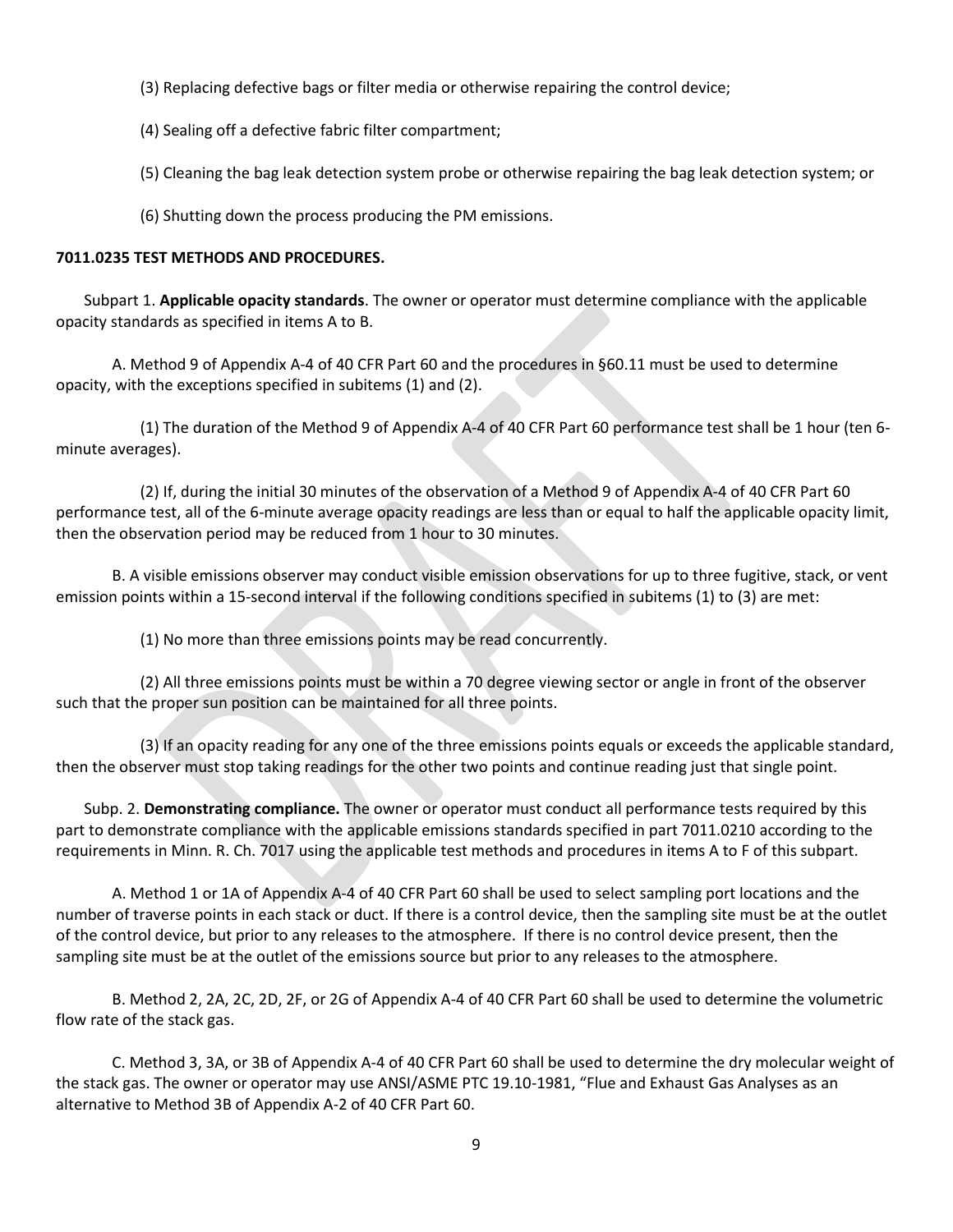(3) Replacing defective bags or filter media or otherwise repairing the control device;

(4) Sealing off a defective fabric filter compartment;

(5) Cleaning the bag leak detection system probe or otherwise repairing the bag leak detection system; or

(6) Shutting down the process producing the PM emissions.

**7011.0235 TEST METHODS AND PROCEDURES.**

Subpart 1. **Applicable opacity standards**. The owner or operator must determine compliance with the applicable opacity standards as specified in items A to B.

A. Method 9 of Appendix A-4 of 40 CFR Part 60 and the procedures in §60.11 must be used to determine opacity, with the exceptions specified in subitems (1) and (2).

(1) The duration of the Method 9 of Appendix A-4 of 40 CFR Part 60 performance test shall be 1 hour (ten 6-minute averages).

(2) If, during the initial 30 minutes of the observation of a Method 9 of Appendix A-4 of 40 CFR Part 60 performance test, all of the 6-minute average opacity readings are less than or equal to half the applicable opacity limit, then the observation period may be reduced from 1 hour to 30 minutes.

B. A visible emissions observer may conduct visible emission observations for up to three fugitive, stack, or vent emission points within a 15-second interval if the following conditions specified in subitems (1) to (3) are met:

(1) No more than three emissions points may be read concurrently.

(2) All three emissions points must be within a 70 degree viewing sector or angle in front of the observer such that the proper sun position can be maintained for all three points.

(3) If an opacity reading for any one of the three emissions points equals or exceeds the applicable standard, then the observer must stop taking readings for the other two points and continue reading just that single point.

Subp. 2. **Demonstrating compliance.** The owner or operator must conduct all performance tests required by this part to demonstrate compliance with the applicable emissions standards specified in part 7011.0210 according to the requirements in Minn. R. Ch. 7017 using the applicable test methods and procedures in items A to F of this subpart.

A. Method 1 or 1A of Appendix A-4 of 40 CFR Part 60 shall be used to select sampling port locations and the number of traverse points in each stack or duct. If there is a control device, then the sampling site must be at the outlet of the control device, but prior to any releases to the atmosphere. If there is no control device present, then the sampling site must be at the outlet of the emissions source but prior to any releases to the atmosphere.

B. Method 2, 2A, 2C, 2D, 2F, or 2G of Appendix A-4 of 40 CFR Part 60 shall be used to determine the volumetric flow rate of the stack gas.

C. Method 3, 3A, or 3B of Appendix A-4 of 40 CFR Part 60 shall be used to determine the dry molecular weight of the stack gas. The owner or operator may use ANSI/ASME PTC 19.10-1981, "Flue and Exhaust Gas Analyses as an alternative to Method 3B of Appendix A-2 of 40 CFR Part 60.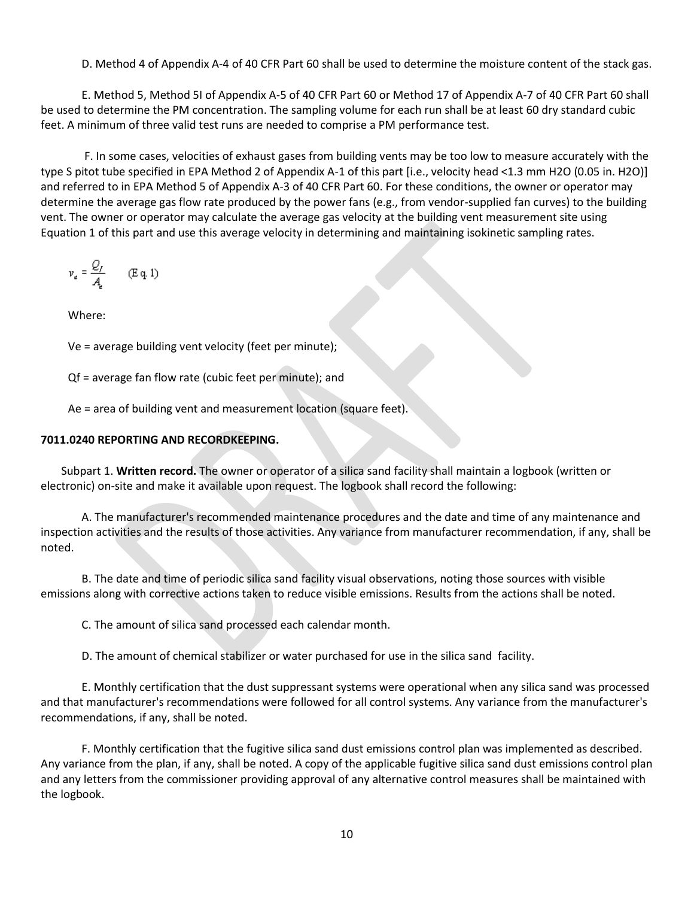D. Method 4 of Appendix A-4 of 40 CFR Part 60 shall be used to determine the moisture content of the stack gas.

E. Method 5, Method 5I of Appendix A-5 of 40 CFR Part 60 or Method 17 of Appendix A-7 of 40 CFR Part 60 shall be used to determine the PM concentration. The sampling volume for each run shall be at least 60 dry standard cubic feet. A minimum of three valid test runs are needed to comprise a PM performance test.

F. In some cases, velocities of exhaust gases from building vents may be too low to measure accurately with the type S pitot tube specified in EPA Method 2 of Appendix A-1 of this part [i.e., velocity head <1.3 mm $H_2O$ (0.05 in. $H_2O$)] and referred to in EPA Method 5 of Appendix A-3 of 40 CFR Part 60. For these conditions, the owner or operator may determine the average gas flow rate produced by the power fans (e.g., from vendor-supplied fan curves) to the building vent. The owner or operator may calculate the average gas velocity at the building vent measurement site using Equation 1 of this part and use this average velocity in determining and maintaining isokinetic sampling rates.

$$v_e = \frac{Q_f}{A_e} \qquad \text{(Eq. 1)}$$

Where:

$V_e$ = average building vent velocity (feet per minute);

$Q_f$ = average fan flow rate (cubic feet per minute); and

$A_e$ = area of building vent and measurement location (square feet).

**7011.0240 REPORTING AND RECORDKEEPING.**

Subpart 1. **Written record.** The owner or operator of a silica sand facility shall maintain a logbook (written or electronic) on-site and make it available upon request. The logbook shall record the following:

A. The manufacturer's recommended maintenance procedures and the date and time of any maintenance and inspection activities and the results of those activities. Any variance from manufacturer recommendation, if any, shall be noted.

B. The date and time of periodic silica sand facility visual observations, noting those sources with visible emissions along with corrective actions taken to reduce visible emissions. Results from the actions shall be noted.

C. The amount of silica sand processed each calendar month.

D. The amount of chemical stabilizer or water purchased for use in the silica sand facility.

E. Monthly certification that the dust suppressant systems were operational when any silica sand was processed and that manufacturer's recommendations were followed for all control systems. Any variance from the manufacturer's recommendations, if any, shall be noted.

F. Monthly certification that the fugitive silica sand dust emissions control plan was implemented as described. Any variance from the plan, if any, shall be noted. A copy of the applicable fugitive silica sand dust emissions control plan and any letters from the commissioner providing approval of any alternative control measures shall be maintained with the logbook.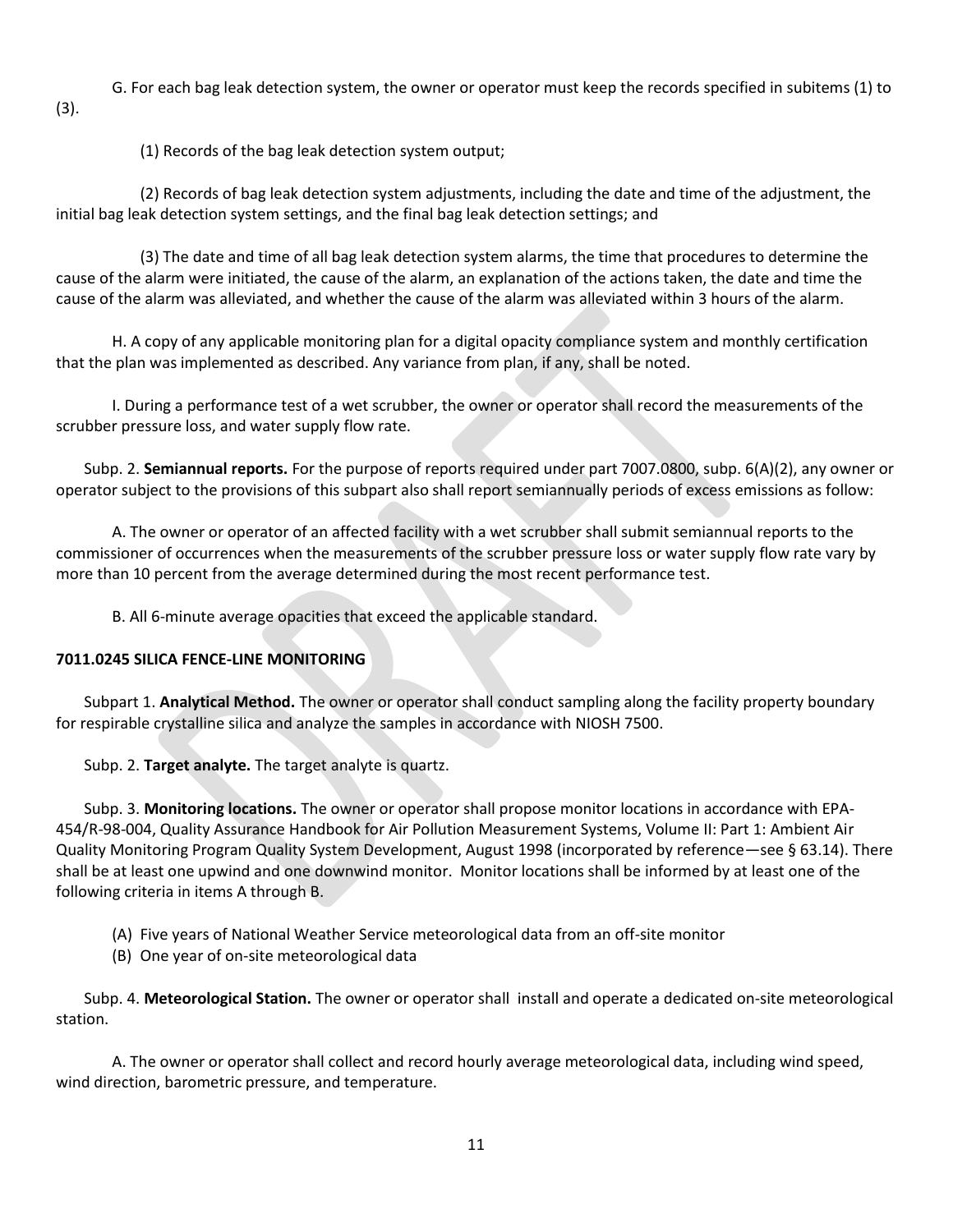G. For each bag leak detection system, the owner or operator must keep the records specified in subitems (1) to (3).

(1) Records of the bag leak detection system output;

(2) Records of bag leak detection system adjustments, including the date and time of the adjustment, the initial bag leak detection system settings, and the final bag leak detection settings; and

(3) The date and time of all bag leak detection system alarms, the time that procedures to determine the cause of the alarm were initiated, the cause of the alarm, an explanation of the actions taken, the date and time the cause of the alarm was alleviated, and whether the cause of the alarm was alleviated within 3 hours of the alarm.

H. A copy of any applicable monitoring plan for a digital opacity compliance system and monthly certification that the plan was implemented as described. Any variance from plan, if any, shall be noted.

I. During a performance test of a wet scrubber, the owner or operator shall record the measurements of the scrubber pressure loss, and water supply flow rate.

Subp. 2. **Semiannual reports.** For the purpose of reports required under part 7007.0800, subp. 6(A)(2), any owner or operator subject to the provisions of this subpart also shall report semiannually periods of excess emissions as follow:

A. The owner or operator of an affected facility with a wet scrubber shall submit semiannual reports to the commissioner of occurrences when the measurements of the scrubber pressure loss or water supply flow rate vary by more than 10 percent from the average determined during the most recent performance test.

B. All 6-minute average opacities that exceed the applicable standard.

**7011.0245 SILICA FENCE-LINE MONITORING**

Subpart 1. **Analytical Method.** The owner or operator shall conduct sampling along the facility property boundary for respirable crystalline silica and analyze the samples in accordance with NIOSH 7500.

Subp. 2. **Target analyte.** The target analyte is quartz.

Subp. 3. **Monitoring locations.** The owner or operator shall propose monitor locations in accordance with EPA-454/R-98-004, Quality Assurance Handbook for Air Pollution Measurement Systems, Volume II: Part 1: Ambient Air Quality Monitoring Program Quality System Development, August 1998 (incorporated by reference—see § 63.14). There shall be at least one upwind and one downwind monitor. Monitor locations shall be informed by at least one of the following criteria in items A through B.

(A) Five years of National Weather Service meteorological data from an off-site monitor

(B) One year of on-site meteorological data

Subp. 4. **Meteorological Station.** The owner or operator shall install and operate a dedicated on-site meteorological station.

A. The owner or operator shall collect and record hourly average meteorological data, including wind speed, wind direction, barometric pressure, and temperature.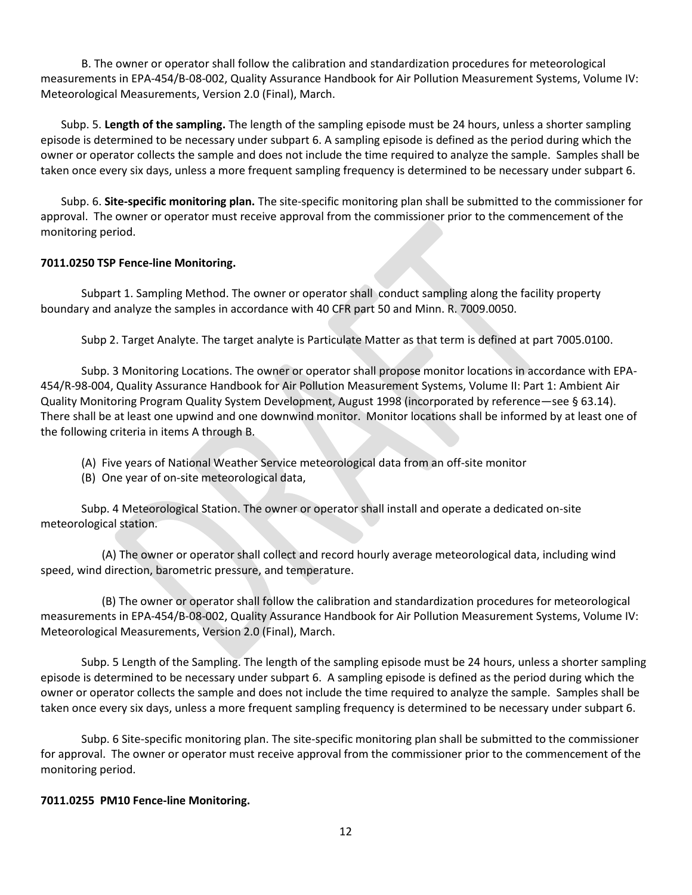B. The owner or operator shall follow the calibration and standardization procedures for meteorological measurements in EPA-454/B-08-002, Quality Assurance Handbook for Air Pollution Measurement Systems, Volume IV: Meteorological Measurements, Version 2.0 (Final), March.

Subp. 5. **Length of the sampling.** The length of the sampling episode must be 24 hours, unless a shorter sampling episode is determined to be necessary under subpart 6. A sampling episode is defined as the period during which the owner or operator collects the sample and does not include the time required to analyze the sample. Samples shall be taken once every six days, unless a more frequent sampling frequency is determined to be necessary under subpart 6.

Subp. 6. **Site-specific monitoring plan.** The site-specific monitoring plan shall be submitted to the commissioner for approval. The owner or operator must receive approval from the commissioner prior to the commencement of the monitoring period.

**7011.0250 TSP Fence-line Monitoring.**

Subpart 1. Sampling Method. The owner or operator shall conduct sampling along the facility property boundary and analyze the samples in accordance with 40 CFR part 50 and Minn. R. 7009.0050.

Subp 2. Target Analyte. The target analyte is Particulate Matter as that term is defined at part 7005.0100.

Subp. 3 Monitoring Locations. The owner or operator shall propose monitor locations in accordance with EPA-454/R-98-004, Quality Assurance Handbook for Air Pollution Measurement Systems, Volume II: Part 1: Ambient Air Quality Monitoring Program Quality System Development, August 1998 (incorporated by reference—see § 63.14). There shall be at least one upwind and one downwind monitor. Monitor locations shall be informed by at least one of the following criteria in items A through B.

(A) Five years of National Weather Service meteorological data from an off-site monitor
(B) One year of on-site meteorological data,

Subp. 4 Meteorological Station. The owner or operator shall install and operate a dedicated on-site meteorological station.

(A) The owner or operator shall collect and record hourly average meteorological data, including wind speed, wind direction, barometric pressure, and temperature.

(B) The owner or operator shall follow the calibration and standardization procedures for meteorological measurements in EPA-454/B-08-002, Quality Assurance Handbook for Air Pollution Measurement Systems, Volume IV: Meteorological Measurements, Version 2.0 (Final), March.

Subp. 5 Length of the Sampling. The length of the sampling episode must be 24 hours, unless a shorter sampling episode is determined to be necessary under subpart 6. A sampling episode is defined as the period during which the owner or operator collects the sample and does not include the time required to analyze the sample. Samples shall be taken once every six days, unless a more frequent sampling frequency is determined to be necessary under subpart 6.

Subp. 6 Site-specific monitoring plan. The site-specific monitoring plan shall be submitted to the commissioner for approval. The owner or operator must receive approval from the commissioner prior to the commencement of the monitoring period.

**7011.0255 PM10 Fence-line Monitoring.**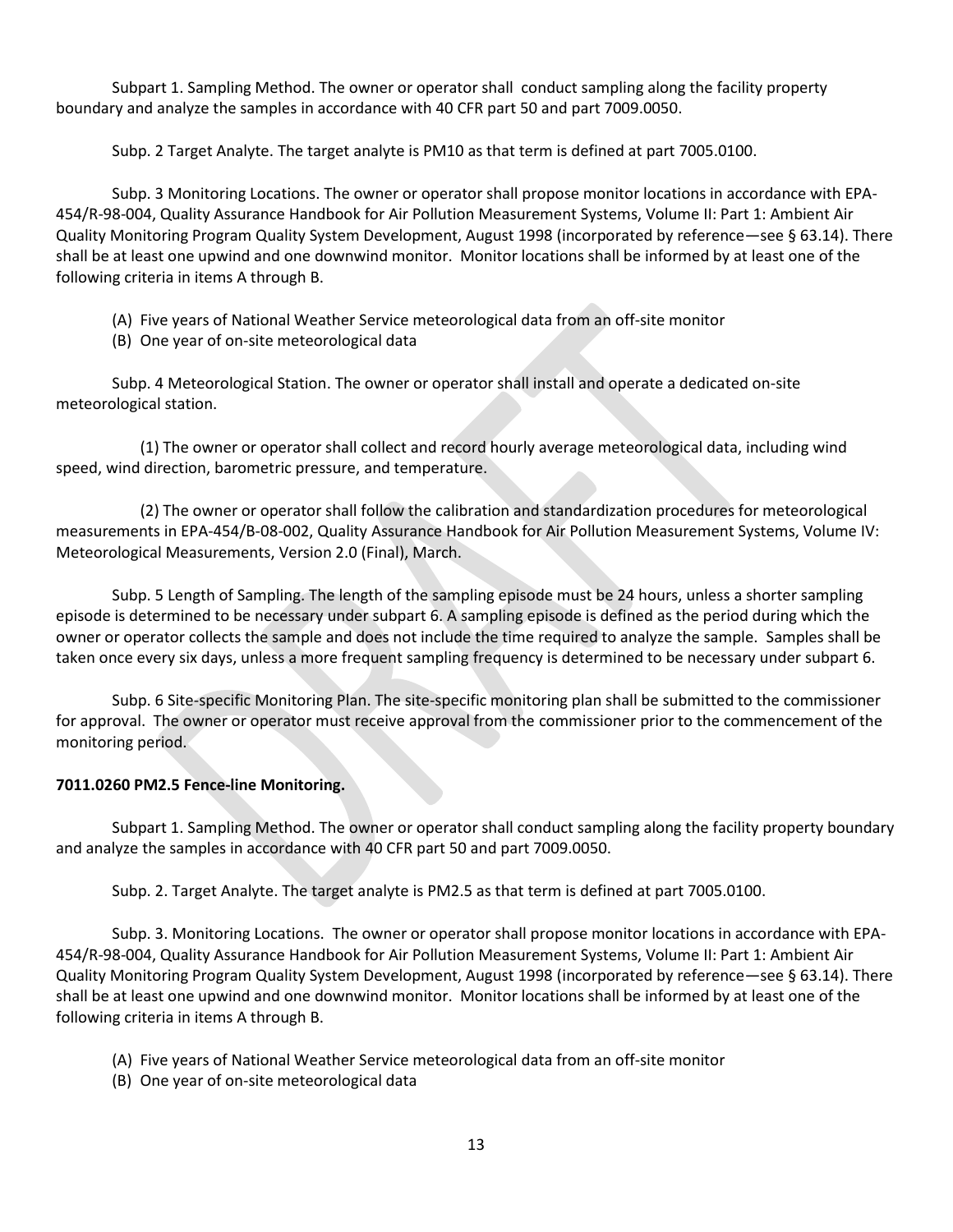Subpart 1. Sampling Method. The owner or operator shall conduct sampling along the facility property boundary and analyze the samples in accordance with 40 CFR part 50 and part 7009.0050.

Subp. 2 Target Analyte. The target analyte is PM10 as that term is defined at part 7005.0100.

Subp. 3 Monitoring Locations. The owner or operator shall propose monitor locations in accordance with EPA-454/R-98-004, Quality Assurance Handbook for Air Pollution Measurement Systems, Volume II: Part 1: Ambient Air Quality Monitoring Program Quality System Development, August 1998 (incorporated by reference—see § 63.14). There shall be at least one upwind and one downwind monitor. Monitor locations shall be informed by at least one of the following criteria in items A through B.

(A) Five years of National Weather Service meteorological data from an off-site monitor
(B) One year of on-site meteorological data

Subp. 4 Meteorological Station. The owner or operator shall install and operate a dedicated on-site meteorological station.

(1) The owner or operator shall collect and record hourly average meteorological data, including wind speed, wind direction, barometric pressure, and temperature.

(2) The owner or operator shall follow the calibration and standardization procedures for meteorological measurements in EPA-454/B-08-002, Quality Assurance Handbook for Air Pollution Measurement Systems, Volume IV: Meteorological Measurements, Version 2.0 (Final), March.

Subp. 5 Length of Sampling. The length of the sampling episode must be 24 hours, unless a shorter sampling episode is determined to be necessary under subpart 6. A sampling episode is defined as the period during which the owner or operator collects the sample and does not include the time required to analyze the sample. Samples shall be taken once every six days, unless a more frequent sampling frequency is determined to be necessary under subpart 6.

Subp. 6 Site-specific Monitoring Plan. The site-specific monitoring plan shall be submitted to the commissioner for approval. The owner or operator must receive approval from the commissioner prior to the commencement of the monitoring period.

**7011.0260 PM2.5 Fence-line Monitoring.**

Subpart 1. Sampling Method. The owner or operator shall conduct sampling along the facility property boundary and analyze the samples in accordance with 40 CFR part 50 and part 7009.0050.

Subp. 2. Target Analyte. The target analyte is PM2.5 as that term is defined at part 7005.0100.

Subp. 3. Monitoring Locations. The owner or operator shall propose monitor locations in accordance with EPA-454/R-98-004, Quality Assurance Handbook for Air Pollution Measurement Systems, Volume II: Part 1: Ambient Air Quality Monitoring Program Quality System Development, August 1998 (incorporated by reference—see § 63.14). There shall be at least one upwind and one downwind monitor. Monitor locations shall be informed by at least one of the following criteria in items A through B.

(A) Five years of National Weather Service meteorological data from an off-site monitor
(B) One year of on-site meteorological data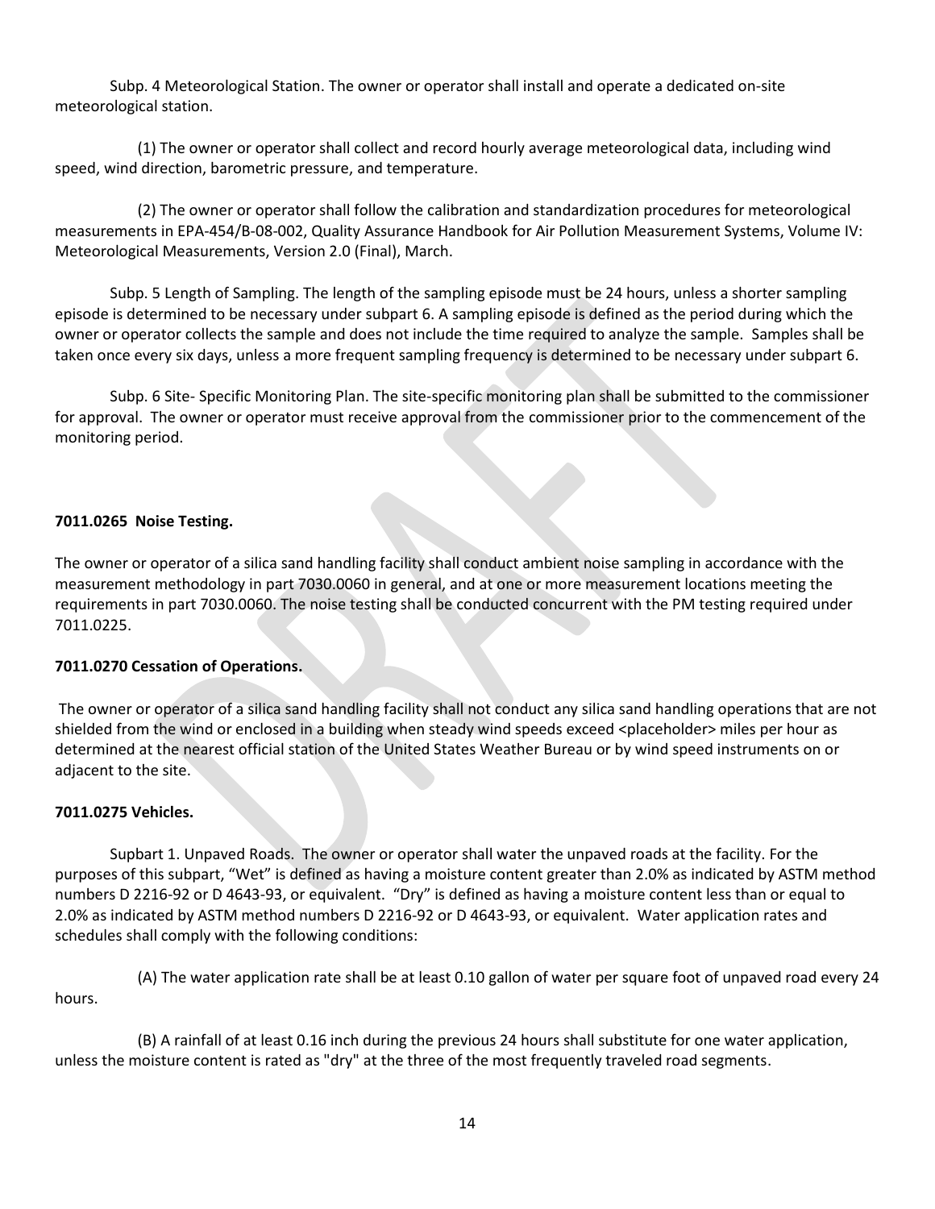Subp. 4 Meteorological Station. The owner or operator shall install and operate a dedicated on-site meteorological station.

(1) The owner or operator shall collect and record hourly average meteorological data, including wind speed, wind direction, barometric pressure, and temperature.

(2) The owner or operator shall follow the calibration and standardization procedures for meteorological measurements in EPA-454/B-08-002, Quality Assurance Handbook for Air Pollution Measurement Systems, Volume IV: Meteorological Measurements, Version 2.0 (Final), March.

Subp. 5 Length of Sampling. The length of the sampling episode must be 24 hours, unless a shorter sampling episode is determined to be necessary under subpart 6. A sampling episode is defined as the period during which the owner or operator collects the sample and does not include the time required to analyze the sample. Samples shall be taken once every six days, unless a more frequent sampling frequency is determined to be necessary under subpart 6.

Subp. 6 Site- Specific Monitoring Plan. The site-specific monitoring plan shall be submitted to the commissioner for approval. The owner or operator must receive approval from the commissioner prior to the commencement of the monitoring period.

**7011.0265 Noise Testing.**

The owner or operator of a silica sand handling facility shall conduct ambient noise sampling in accordance with the measurement methodology in part 7030.0060 in general, and at one or more measurement locations meeting the requirements in part 7030.0060. The noise testing shall be conducted concurrent with the PM testing required under 7011.0225.

**7011.0270 Cessation of Operations.**

The owner or operator of a silica sand handling facility shall not conduct any silica sand handling operations that are not shielded from the wind or enclosed in a building when steady wind speeds exceed <placeholder> miles per hour as determined at the nearest official station of the United States Weather Bureau or by wind speed instruments on or adjacent to the site.

**7011.0275 Vehicles.**

Supbart 1. Unpaved Roads. The owner or operator shall water the unpaved roads at the facility. For the purposes of this subpart, "Wet" is defined as having a moisture content greater than 2.0% as indicated by ASTM method numbers D 2216-92 or D 4643-93, or equivalent. "Dry" is defined as having a moisture content less than or equal to 2.0% as indicated by ASTM method numbers D 2216-92 or D 4643-93, or equivalent. Water application rates and schedules shall comply with the following conditions:

(A) The water application rate shall be at least 0.10 gallon of water per square foot of unpaved road every 24 hours.

(B) A rainfall of at least 0.16 inch during the previous 24 hours shall substitute for one water application, unless the moisture content is rated as "dry" at the three of the most frequently traveled road segments.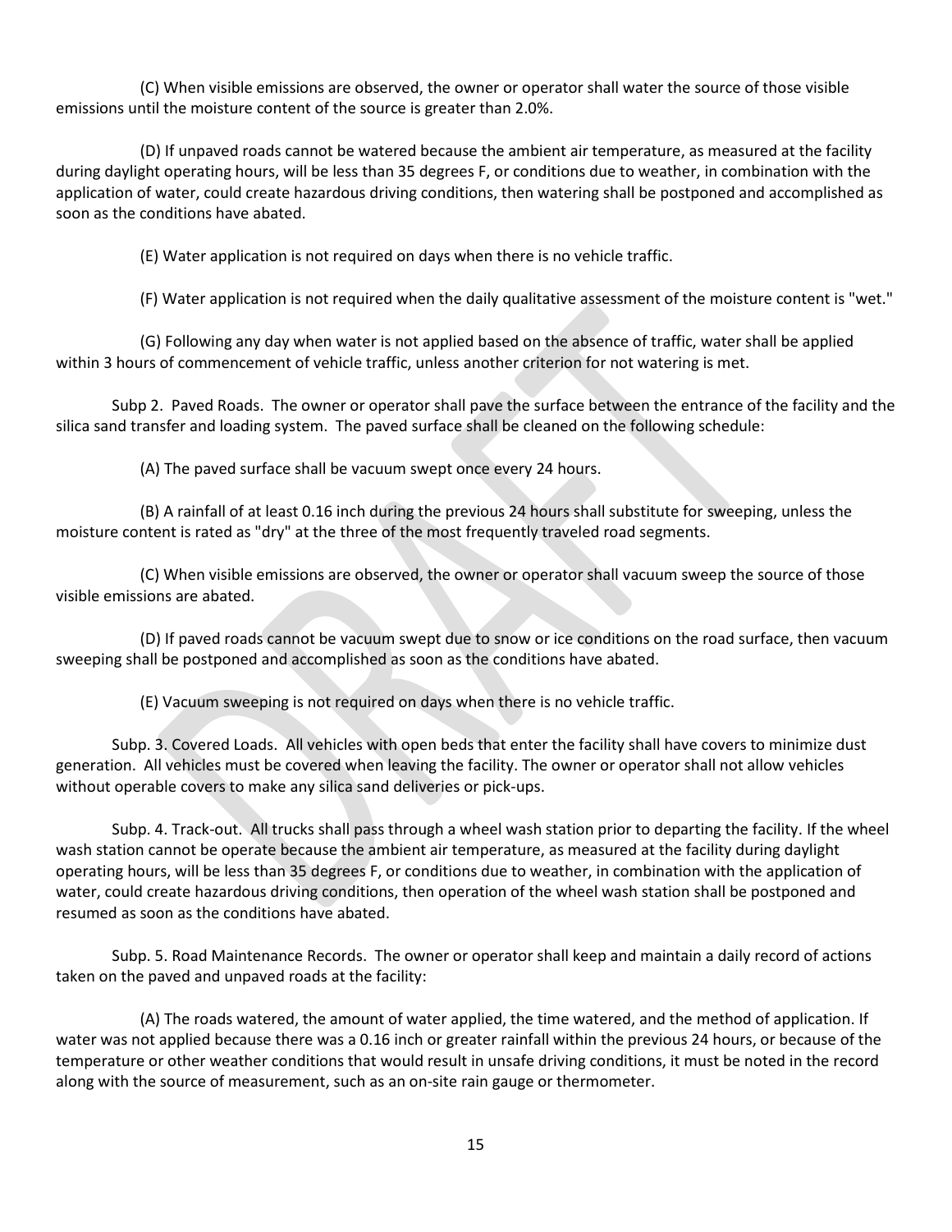(C) When visible emissions are observed, the owner or operator shall water the source of those visible emissions until the moisture content of the source is greater than 2.0%.

(D) If unpaved roads cannot be watered because the ambient air temperature, as measured at the facility during daylight operating hours, will be less than 35 degrees F, or conditions due to weather, in combination with the application of water, could create hazardous driving conditions, then watering shall be postponed and accomplished as soon as the conditions have abated.

(E) Water application is not required on days when there is no vehicle traffic.

(F) Water application is not required when the daily qualitative assessment of the moisture content is "wet."

(G) Following any day when water is not applied based on the absence of traffic, water shall be applied within 3 hours of commencement of vehicle traffic, unless another criterion for not watering is met.

Subp 2. Paved Roads. The owner or operator shall pave the surface between the entrance of the facility and the silica sand transfer and loading system. The paved surface shall be cleaned on the following schedule:

(A) The paved surface shall be vacuum swept once every 24 hours.

(B) A rainfall of at least 0.16 inch during the previous 24 hours shall substitute for sweeping, unless the moisture content is rated as "dry" at the three of the most frequently traveled road segments.

(C) When visible emissions are observed, the owner or operator shall vacuum sweep the source of those visible emissions are abated.

(D) If paved roads cannot be vacuum swept due to snow or ice conditions on the road surface, then vacuum sweeping shall be postponed and accomplished as soon as the conditions have abated.

(E) Vacuum sweeping is not required on days when there is no vehicle traffic.

Subp. 3. Covered Loads. All vehicles with open beds that enter the facility shall have covers to minimize dust generation. All vehicles must be covered when leaving the facility. The owner or operator shall not allow vehicles without operable covers to make any silica sand deliveries or pick-ups.

Subp. 4. Track-out. All trucks shall pass through a wheel wash station prior to departing the facility. If the wheel wash station cannot be operate because the ambient air temperature, as measured at the facility during daylight operating hours, will be less than 35 degrees F, or conditions due to weather, in combination with the application of water, could create hazardous driving conditions, then operation of the wheel wash station shall be postponed and resumed as soon as the conditions have abated.

Subp. 5. Road Maintenance Records. The owner or operator shall keep and maintain a daily record of actions taken on the paved and unpaved roads at the facility:

(A) The roads watered, the amount of water applied, the time watered, and the method of application. If water was not applied because there was a 0.16 inch or greater rainfall within the previous 24 hours, or because of the temperature or other weather conditions that would result in unsafe driving conditions, it must be noted in the record along with the source of measurement, such as an on-site rain gauge or thermometer.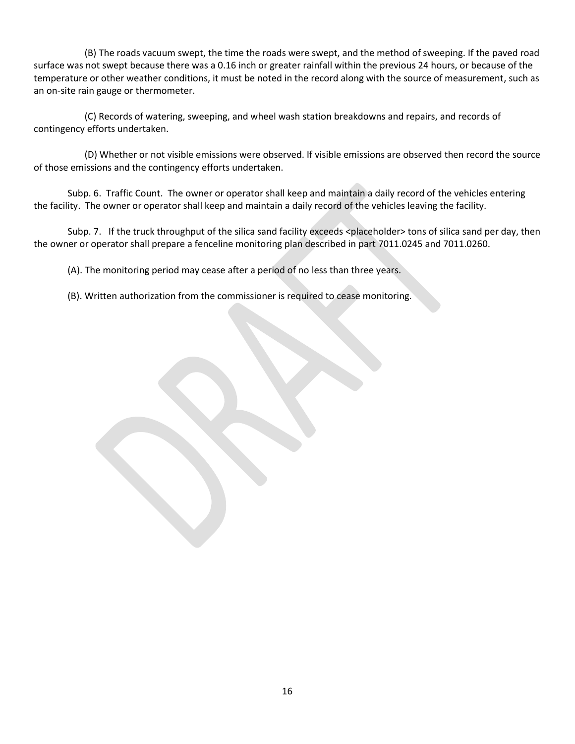(B) The roads vacuum swept, the time the roads were swept, and the method of sweeping. If the paved road surface was not swept because there was a 0.16 inch or greater rainfall within the previous 24 hours, or because of the temperature or other weather conditions, it must be noted in the record along with the source of measurement, such as an on-site rain gauge or thermometer.

(C) Records of watering, sweeping, and wheel wash station breakdowns and repairs, and records of contingency efforts undertaken.

(D) Whether or not visible emissions were observed. If visible emissions are observed then record the source of those emissions and the contingency efforts undertaken.

Subp. 6. Traffic Count. The owner or operator shall keep and maintain a daily record of the vehicles entering the facility. The owner or operator shall keep and maintain a daily record of the vehicles leaving the facility.

Subp. 7. If the truck throughput of the silica sand facility exceeds <placeholder> tons of silica sand per day, then the owner or operator shall prepare a fenceline monitoring plan described in part 7011.0245 and 7011.0260.

(A). The monitoring period may cease after a period of no less than three years.

(B). Written authorization from the commissioner is required to cease monitoring.